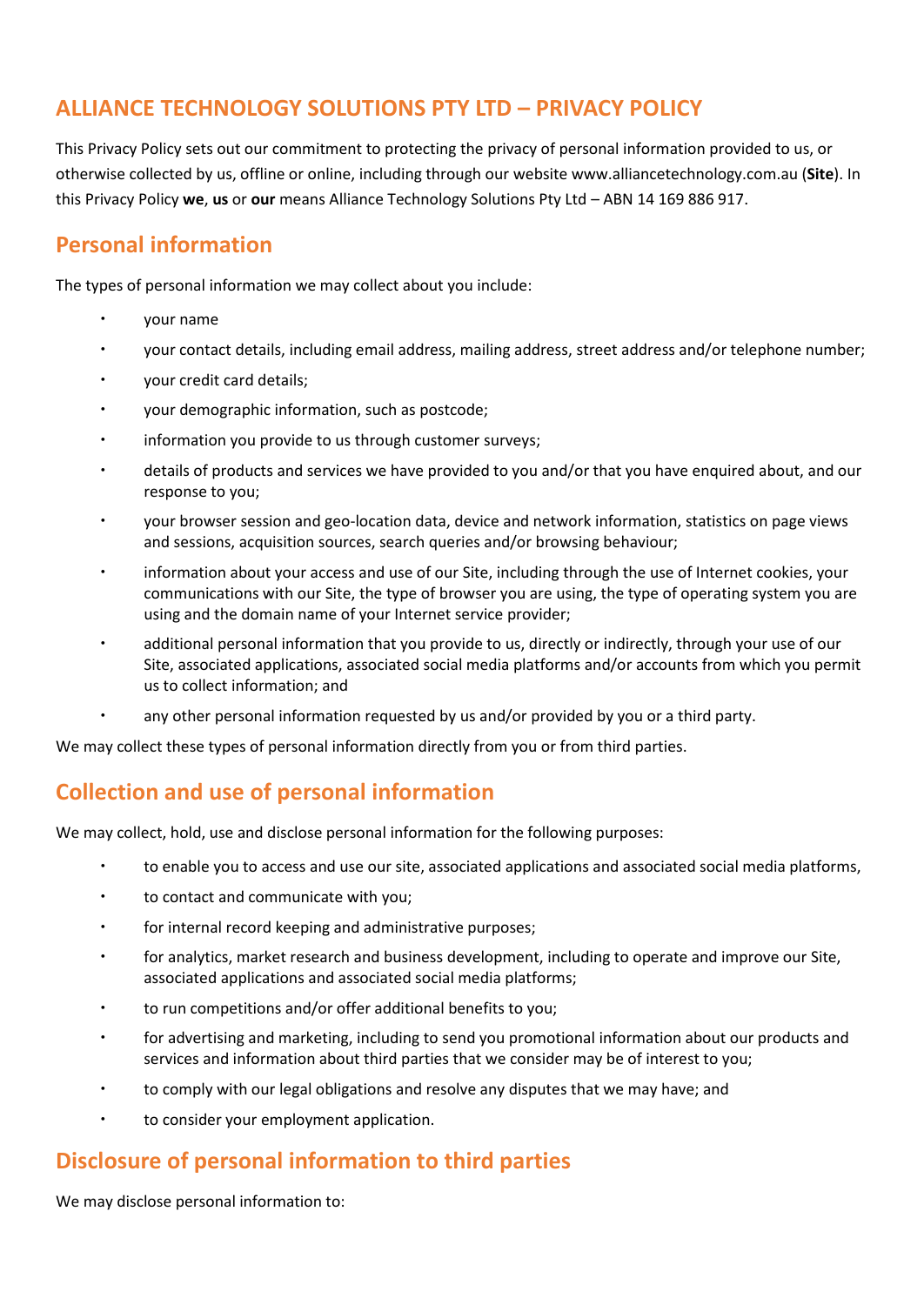# ALLIANCE TECHNOLOGY SOLUTIONS PTY LTD – PRIVACY POLICY

This Privacy Policy sets out our commitment to protecting the privacy of personal information provided to us, or otherwise collected by us, offline or online, including through our website www.alliancetechnology.com.au (**Site**). In this Privacy Policy **we**, **us** or **our** means Alliance Technology Solutions Pty Ltd – ABN 14 169 886 917.

## Personal information

The types of personal information we may collect about you include:

- your name
- your contact details, including email address, mailing address, street address and/or telephone number;
- your credit card details;
- your demographic information, such as postcode;
- information you provide to us through customer surveys;
- details of products and services we have provided to you and/or that you have enquired about, and our response to you;
- your browser session and geo-location data, device and network information, statistics on page views and sessions, acquisition sources, search queries and/or browsing behaviour;
- information about your access and use of our Site, including through the use of Internet cookies, your communications with our Site, the type of browser you are using, the type of operating system you are using and the domain name of your Internet service provider;
- additional personal information that you provide to us, directly or indirectly, through your use of our Site, associated applications, associated social media platforms and/or accounts from which you permit us to collect information; and
- any other personal information requested by us and/or provided by you or a third party.

We may collect these types of personal information directly from you or from third parties.

## Collection and use of personal information

We may collect, hold, use and disclose personal information for the following purposes:

- to enable you to access and use our site, associated applications and associated social media platforms,
- to contact and communicate with you;
- for internal record keeping and administrative purposes;
- for analytics, market research and business development, including to operate and improve our Site, associated applications and associated social media platforms;
- to run competitions and/or offer additional benefits to you;
- for advertising and marketing, including to send you promotional information about our products and services and information about third parties that we consider may be of interest to you;
- to comply with our legal obligations and resolve any disputes that we may have; and
- to consider your employment application.

## Disclosure of personal information to third parties

We may disclose personal information to: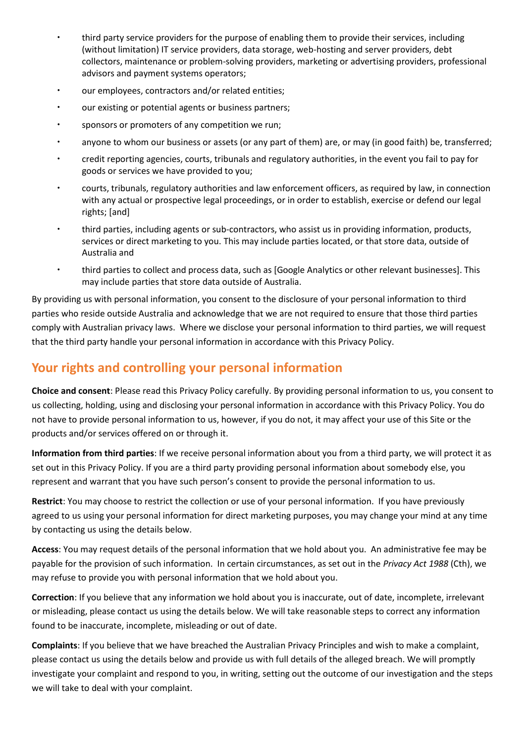- third party service providers for the purpose of enabling them to provide their services, including (without limitation) IT service providers, data storage, web-hosting and server providers, debt collectors, maintenance or problem-solving providers, marketing or advertising providers, professional advisors and payment systems operators;
- our employees, contractors and/or related entities;
- our existing or potential agents or business partners;
- sponsors or promoters of any competition we run;
- anyone to whom our business or assets (or any part of them) are, or may (in good faith) be, transferred;
- credit reporting agencies, courts, tribunals and regulatory authorities, in the event you fail to pay for goods or services we have provided to you;
- courts, tribunals, regulatory authorities and law enforcement officers, as required by law, in connection with any actual or prospective legal proceedings, or in order to establish, exercise or defend our legal rights; [and]
- third parties, including agents or sub-contractors, who assist us in providing information, products, services or direct marketing to you. This may include parties located, or that store data, outside of Australia and
- third parties to collect and process data, such as [Google Analytics or other relevant businesses]. This may include parties that store data outside of Australia.

By providing us with personal information, you consent to the disclosure of your personal information to third parties who reside outside Australia and acknowledge that we are not required to ensure that those third parties comply with Australian privacy laws. Where we disclose your personal information to third parties, we will request that the third party handle your personal information in accordance with this Privacy Policy.

## Your rights and controlling your personal information

**Choice and consent**: Please read this Privacy Policy carefully. By providing personal information to us, you consent to us collecting, holding, using and disclosing your personal information in accordance with this Privacy Policy. You do not have to provide personal information to us, however, if you do not, it may affect your use of this Site or the products and/or services offered on or through it.

**Information from third parties**: If we receive personal information about you from a third party, we will protect it as set out in this Privacy Policy. If you are a third party providing personal information about somebody else, you represent and warrant that you have such person's consent to provide the personal information to us.

**Restrict**: You may choose to restrict the collection or use of your personal information. If you have previously agreed to us using your personal information for direct marketing purposes, you may change your mind at any time by contacting us using the details below.

**Access**: You may request details of the personal information that we hold about you. An administrative fee may be payable for the provision of such information. In certain circumstances, as set out in the *Privacy Act 1988* (Cth), we may refuse to provide you with personal information that we hold about you.

**Correction**: If you believe that any information we hold about you is inaccurate, out of date, incomplete, irrelevant or misleading, please contact us using the details below. We will take reasonable steps to correct any information found to be inaccurate, incomplete, misleading or out of date.

**Complaints**: If you believe that we have breached the Australian Privacy Principles and wish to make a complaint, please contact us using the details below and provide us with full details of the alleged breach. We will promptly investigate your complaint and respond to you, in writing, setting out the outcome of our investigation and the steps we will take to deal with your complaint.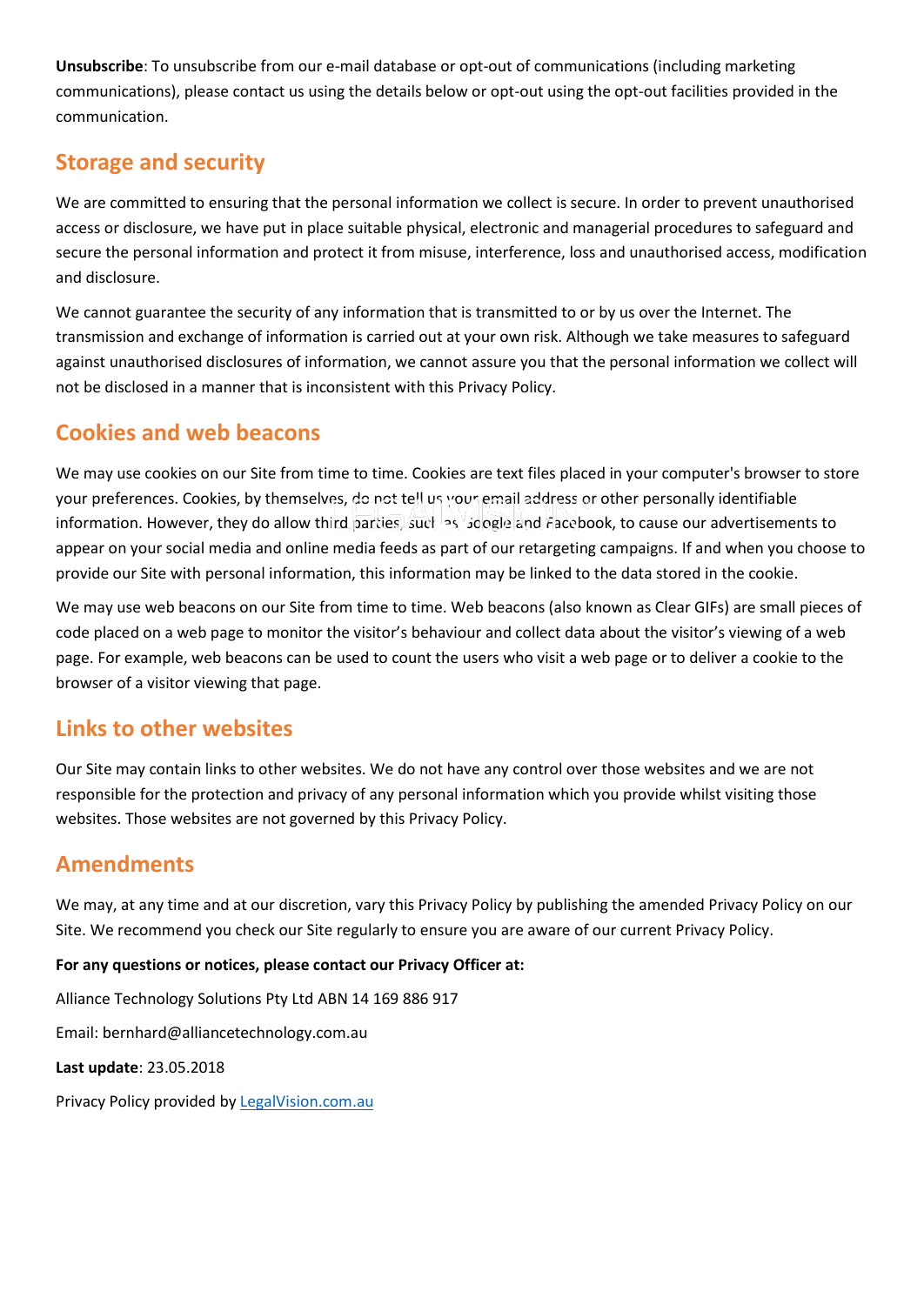**Unsubscribe**: To unsubscribe from our e-mail database or opt-out of communications (including marketing communications), please contact us using the details below or opt-out using the opt-out facilities provided in the communication.

## Storage and security

We are committed to ensuring that the personal information we collect is secure. In order to prevent unauthorised access or disclosure, we have put in place suitable physical, electronic and managerial procedures to safeguard and secure the personal information and protect it from misuse, interference, loss and unauthorised access, modification and disclosure.

We cannot guarantee the security of any information that is transmitted to or by us over the Internet. The transmission and exchange of information is carried out at your own risk. Although we take measures to safeguard against unauthorised disclosures of information, we cannot assure you that the personal information we collect will not be disclosed in a manner that is inconsistent with this Privacy Policy.

## Cookies and web beacons

We may use cookies on our Site from time to time. Cookies are text files placed in your computer's browser to store your preferences. Cookies, by themselves, do not tell us your email address or other personally identifiable information. However, they do allow third parties, such as Google and Facebook, to cause our advertisements to appear on your social media and online media feeds as part of our retargeting campaigns. If and when you choose to provide our Site with personal information, this information may be linked to the data stored in the cookie.

We may use web beacons on our Site from time to time. Web beacons (also known as Clear GIFs) are small pieces of code placed on a web page to monitor the visitor's behaviour and collect data about the visitor's viewing of a web page. For example, web beacons can be used to count the users who visit a web page or to deliver a cookie to the browser of a visitor viewing that page.

## Links to other websites

Our Site may contain links to other websites. We do not have any control over those websites and we are not responsible for the protection and privacy of any personal information which you provide whilst visiting those websites. Those websites are not governed by this Privacy Policy.

## Amendments

We may, at any time and at our discretion, vary this Privacy Policy by publishing the amended Privacy Policy on our Site. We recommend you check our Site regularly to ensure you are aware of our current Privacy Policy.

**For any questions or notices, please contact our Privacy Officer at:**

Alliance Technology Solutions Pty Ltd ABN 14 169 886 917

Email: bernhard@alliancetechnology.com.au

**Last update**: 23.05.2018

Privacy Policy provided by [LegalVision.com.au](LegalVision.com.au)